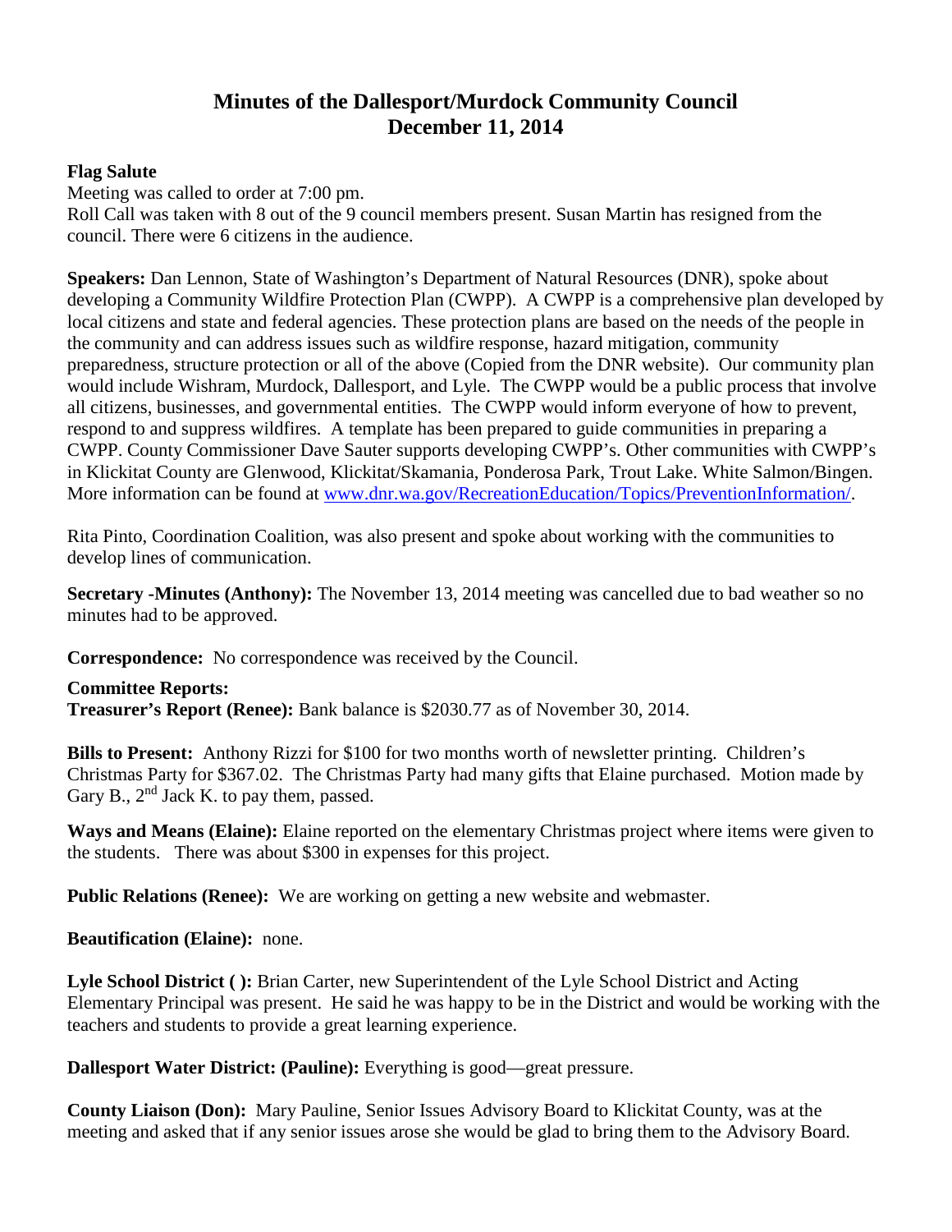# Minutes of the Dallesport/Murdock Community Council
# December 11, 2014

**Flag Salute**

Meeting was called to order at 7:00 pm.
Roll Call was taken with 8 out of the 9 council members present. Susan Martin has resigned from the council. There were 6 citizens in the audience.

**Speakers:** Dan Lennon, State of Washington's Department of Natural Resources (DNR), spoke about developing a Community Wildfire Protection Plan (CWPP). A CWPP is a comprehensive plan developed by local citizens and state and federal agencies. These protection plans are based on the needs of the people in the community and can address issues such as wildfire response, hazard mitigation, community preparedness, structure protection or all of the above (Copied from the DNR website). Our community plan would include Wishram, Murdock, Dallesport, and Lyle. The CWPP would be a public process that involve all citizens, businesses, and governmental entities. The CWPP would inform everyone of how to prevent, respond to and suppress wildfires. A template has been prepared to guide communities in preparing a CWPP. County Commissioner Dave Sauter supports developing CWPP's. Other communities with CWPP's in Klickitat County are Glenwood, Klickitat/Skamania, Ponderosa Park, Trout Lake. White Salmon/Bingen. More information can be found at www.dnr.wa.gov/RecreationEducation/Topics/PreventionInformation/.

Rita Pinto, Coordination Coalition, was also present and spoke about working with the communities to develop lines of communication.

**Secretary -Minutes (Anthony):** The November 13, 2014 meeting was cancelled due to bad weather so no minutes had to be approved.

**Correspondence:** No correspondence was received by the Council.

**Committee Reports:**
**Treasurer's Report (Renee):** Bank balance is $2030.77 as of November 30, 2014.

**Bills to Present:** Anthony Rizzi for $100 for two months worth of newsletter printing. Children's Christmas Party for $367.02. The Christmas Party had many gifts that Elaine purchased. Motion made by Gary B., 2nd Jack K. to pay them, passed.

**Ways and Means (Elaine):** Elaine reported on the elementary Christmas project where items were given to the students. There was about $300 in expenses for this project.

**Public Relations (Renee):** We are working on getting a new website and webmaster.

**Beautification (Elaine):** none.

**Lyle School District ( ):** Brian Carter, new Superintendent of the Lyle School District and Acting Elementary Principal was present. He said he was happy to be in the District and would be working with the teachers and students to provide a great learning experience.

**Dallesport Water District: (Pauline):** Everything is good—great pressure.

**County Liaison (Don):** Mary Pauline, Senior Issues Advisory Board to Klickitat County, was at the meeting and asked that if any senior issues arose she would be glad to bring them to the Advisory Board.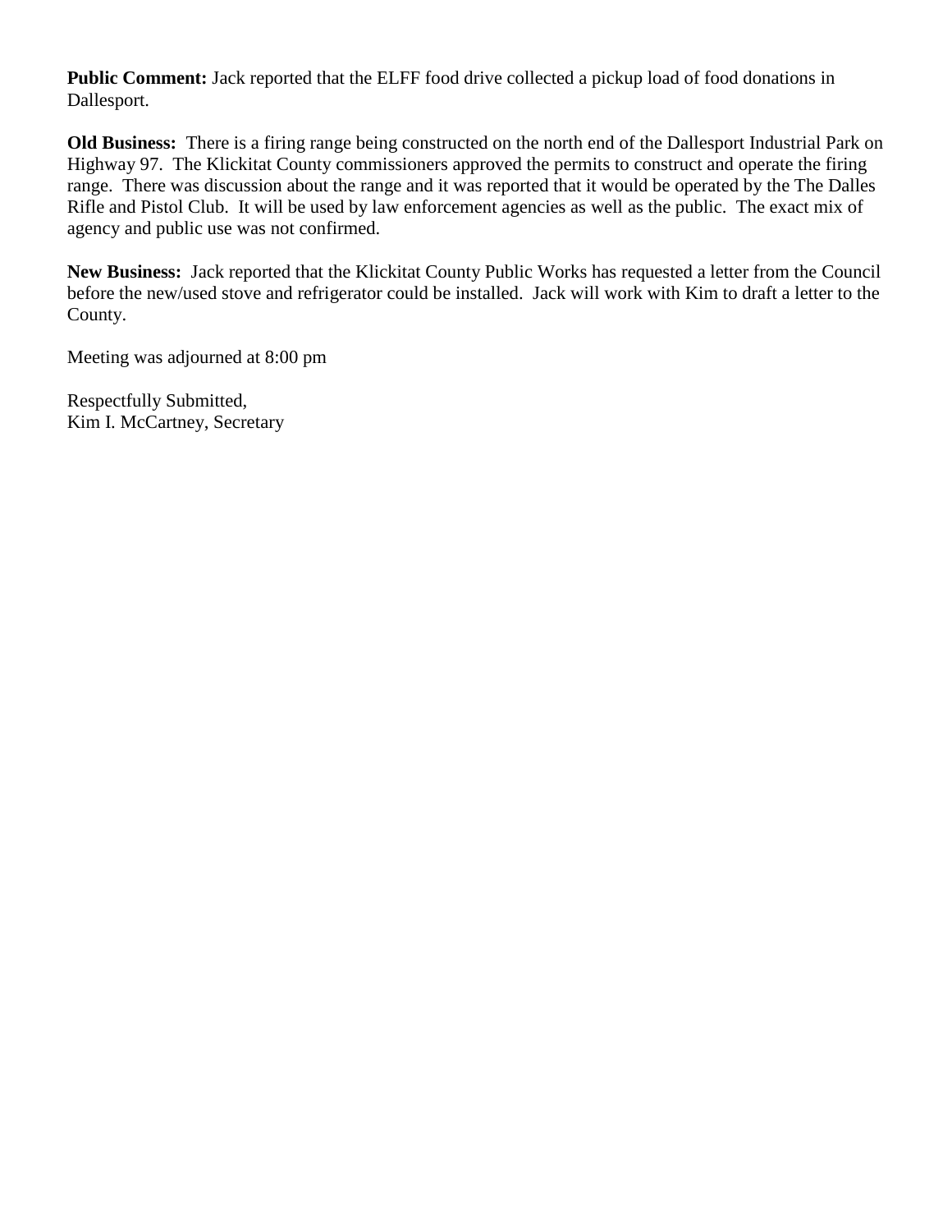**Public Comment:** Jack reported that the ELFF food drive collected a pickup load of food donations in Dallesport.

**Old Business:** There is a firing range being constructed on the north end of the Dallesport Industrial Park on Highway 97. The Klickitat County commissioners approved the permits to construct and operate the firing range. There was discussion about the range and it was reported that it would be operated by the The Dalles Rifle and Pistol Club. It will be used by law enforcement agencies as well as the public. The exact mix of agency and public use was not confirmed.

**New Business:** Jack reported that the Klickitat County Public Works has requested a letter from the Council before the new/used stove and refrigerator could be installed. Jack will work with Kim to draft a letter to the County.

Meeting was adjourned at 8:00 pm

Respectfully Submitted,
Kim I. McCartney, Secretary